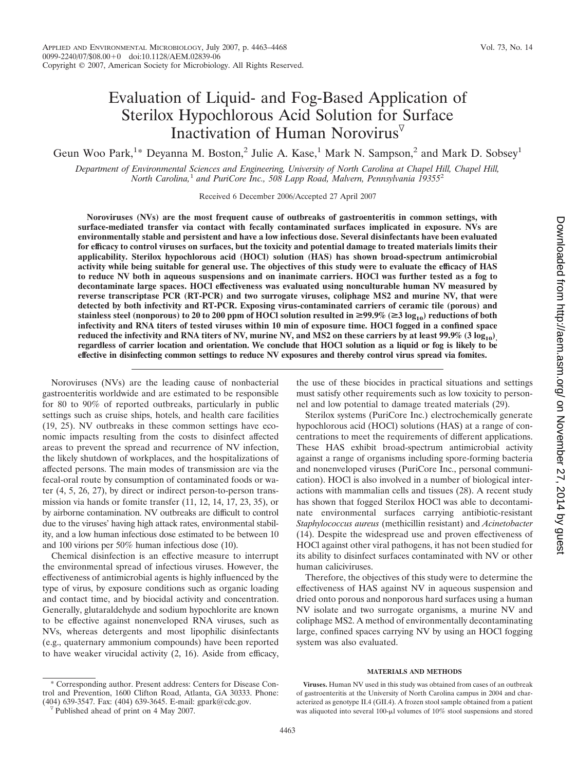# Evaluation of Liquid- and Fog-Based Application of Sterilox Hypochlorous Acid Solution for Surface Inactivation of Human Norovirus

Geun Woo Park,[1]* Deyanna M. Boston,[2] Julie A. Kase,[1] Mark N. Sampson,[2] and Mark D. Sobsey[1]

*Department of Environmental Sciences and Engineering, University of North Carolina at Chapel Hill, Chapel Hill, North Carolina,[1] and PuriCore Inc., 508 Lapp Road, Malvern, Pennsylvania 19355[2]*

Received 6 December 2006/Accepted 27 April 2007

**Noroviruses (NVs) are the most frequent cause of outbreaks of gastroenteritis in common settings, with surface-mediated transfer via contact with fecally contaminated surfaces implicated in exposure. NVs are environmentally stable and persistent and have a low infectious dose. Several disinfectants have been evaluated for efficacy to control viruses on surfaces, but the toxicity and potential damage to treated materials limits their applicability. Sterilox hypochlorous acid (HOCl) solution (HAS) has shown broad-spectrum antimicrobial activity while being suitable for general use. The objectives of this study were to evaluate the efficacy of HAS to reduce NV both in aqueous suspensions and on inanimate carriers. HOCl was further tested as a fog to decontaminate large spaces. HOCl effectiveness was evaluated using nonculturable human NV measured by reverse transcriptase PCR (RT-PCR) and two surrogate viruses, coliphage MS2 and murine NV, that were detected by both infectivity and RT-PCR. Exposing virus-contaminated carriers of ceramic tile (porous) and stainless steel (nonporous) to 20 to 200 ppm of HOCl solution resulted in ≥99.9% (≥3 $\log_{10}$) reductions of both infectivity and RNA titers of tested viruses within 10 min of exposure time. HOCl fogged in a confined space reduced the infectivity and RNA titers of NV, murine NV, and MS2 on these carriers by at least 99.9% (3 $\log_{10}$), regardless of carrier location and orientation. We conclude that HOCl solution as a liquid or fog is likely to be effective in disinfecting common settings to reduce NV exposures and thereby control virus spread via fomites.**

Noroviruses (NVs) are the leading cause of nonbacterial gastroenteritis worldwide and are estimated to be responsible for 80 to 90% of reported outbreaks, particularly in public settings such as cruise ships, hotels, and health care facilities (19, 25). NV outbreaks in these common settings have economic impacts resulting from the costs to disinfect affected areas to prevent the spread and recurrence of NV infection, the likely shutdown of workplaces, and the hospitalizations of affected persons. The main modes of transmission are via the fecal-oral route by consumption of contaminated foods or water (4, 5, 26, 27), by direct or indirect person-to-person transmission via hands or fomite transfer (11, 12, 14, 17, 23, 35), or by airborne contamination. NV outbreaks are difficult to control due to the viruses' having high attack rates, environmental stability, and a low human infectious dose estimated to be between 10 and 100 virions per 50% human infectious dose (10).

Chemical disinfection is an effective measure to interrupt the environmental spread of infectious viruses. However, the effectiveness of antimicrobial agents is highly influenced by the type of virus, by exposure conditions such as organic loading and contact time, and by biocidal activity and concentration. Generally, glutaraldehyde and sodium hypochlorite are known to be effective against nonenveloped RNA viruses, such as NVs, whereas detergents and most lipophilic disinfectants (e.g., quaternary ammonium compounds) have been reported to have weaker virucidal activity (2, 16). Aside from efficacy, the use of these biocides in practical situations and settings must satisfy other requirements such as low toxicity to personnel and low potential to damage treated materials (29).

Sterilox systems (PuriCore Inc.) electrochemically generate hypochlorous acid (HOCl) solutions (HAS) at a range of concentrations to meet the requirements of different applications. These HAS exhibit broad-spectrum antimicrobial activity against a range of organisms including spore-forming bacteria and nonenveloped viruses (PuriCore Inc., personal communication). HOCl is also involved in a number of biological interactions with mammalian cells and tissues (28). A recent study has shown that fogged Sterilox HOCl was able to decontaminate environmental surfaces carrying antibiotic-resistant *Staphylococcus aureus* (methicillin resistant) and *Acinetobacter* (14). Despite the widespread use and proven effectiveness of HOCl against other viral pathogens, it has not been studied for its ability to disinfect surfaces contaminated with NV or other human caliciviruses.

Therefore, the objectives of this study were to determine the effectiveness of HAS against NV in aqueous suspension and dried onto porous and nonporous hard surfaces using a human NV isolate and two surrogate organisms, a murine NV and coliphage MS2. A method of environmentally decontaminating large, confined spaces carrying NV by using an HOCl fogging system was also evaluated.

## MATERIALS AND METHODS

**Viruses.** Human NV used in this study was obtained from cases of an outbreak of gastroenteritis at the University of North Carolina campus in 2004 and characterized as genotype II.4 (GII.4). A frozen stool sample obtained from a patient was aliquoted into several 100-μl volumes of 10% stool suspensions and stored

---

* Corresponding author. Present address: Centers for Disease Control and Prevention, 1600 Clifton Road, Atlanta, GA 30333. Phone: (404) 639-3547. Fax: (404) 639-3645. E-mail: gpark@cdc.gov.

▽ Published ahead of print on 4 May 2007.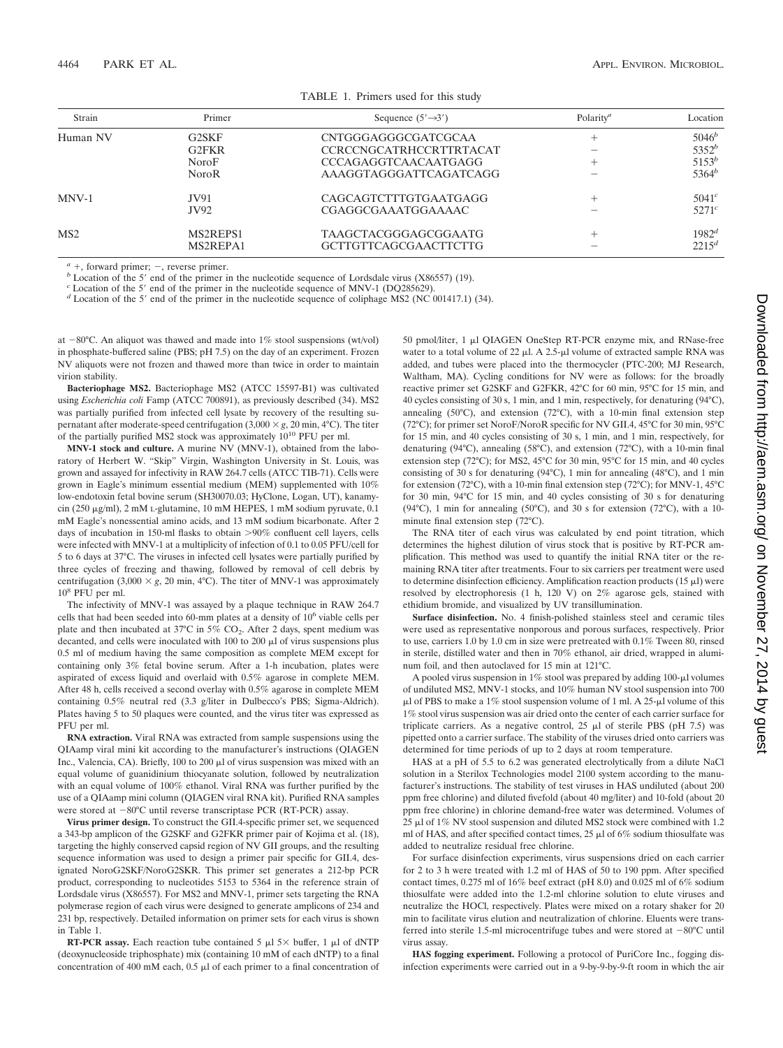TABLE 1. Primers used for this study

| Strain | Primer | Sequence (5′→3′) | Polarity[a] | Location |
|---|---|---|---|---|
| Human NV | G2SKF | CNTGGGAGGGCGATCGCAA | + | 5046[b] |
| | G2FKR | CCRCCNGCATRHCCRTTRTACAT | − | 5352[b] |
| | NoroF | CCCAGAGGTCAACAATGAGG | + | 5153[b] |
| | NoroR | AAAGGTAGGGATTCAGATCAGG | − | 5364[b] |
| MNV-1 | JV91 | CAGCAGTCTTTGTGAATGAGG | + | 5041[c] |
| | JV92 | CGAGGCGAAATGGAAAAC | − | 5271[c] |
| MS2 | MS2REPS1 | TAAGCTACGGGAGCGGAATG | + | 1982[d] |
| | MS2REPA1 | GCTTGTTCAGCGAACTTCTTG | − | 2215[d] |

[a] +, forward primer; −, reverse primer.
[b] Location of the 5′ end of the primer in the nucleotide sequence of Lordsdale virus (X86557) (19).
[c] Location of the 5′ end of the primer in the nucleotide sequence of MNV-1 (DQ285629).
[d] Location of the 5′ end of the primer in the nucleotide sequence of coliphage MS2 (NC 001417.1) (34).

at −80°C. An aliquot was thawed and made into 1% stool suspensions (wt/vol) in phosphate-buffered saline (PBS; pH 7.5) on the day of an experiment. Frozen NV aliquots were not frozen and thawed more than twice in order to maintain virion stability.

**Bacteriophage MS2.** Bacteriophage MS2 (ATCC 15597-B1) was cultivated using *Escherichia coli* Famp (ATCC 700891), as previously described (34). MS2 was partially purified from infected cell lysate by recovery of the resulting supernatant after moderate-speed centrifugation (3,000 × *g*, 20 min, 4°C). The titer of the partially purified MS2 stock was approximately $10^{10}$ PFU per ml.

**MNV-1 stock and culture.** A murine NV (MNV-1), obtained from the laboratory of Herbert W. "Skip" Virgin, Washington University in St. Louis, was grown and assayed for infectivity in RAW 264.7 cells (ATCC TIB-71). Cells were grown in Eagle's minimum essential medium (MEM) supplemented with 10% low-endotoxin fetal bovine serum (SH30070.03; HyClone, Logan, UT), kanamycin (250 μg/ml), 2 mM L-glutamine, 10 mM HEPES, 1 mM sodium pyruvate, 0.1 mM Eagle's nonessential amino acids, and 13 mM sodium bicarbonate. After 2 days of incubation in 150-ml flasks to obtain >90% confluent cell layers, cells were infected with MNV-1 at a multiplicity of infection of 0.1 to 0.05 PFU/cell for 5 to 6 days at 37°C. The viruses in infected cell lysates were partially purified by three cycles of freezing and thawing, followed by removal of cell debris by centrifugation (3,000 × *g*, 20 min, 4°C). The titer of MNV-1 was approximately $10^8$ PFU per ml.

The infectivity of MNV-1 was assayed by a plaque technique in RAW 264.7 cells that had been seeded into 60-mm plates at a density of $10^6$ viable cells per plate and then incubated at 37°C in 5% $CO_2$. After 2 days, spent medium was decanted, and cells were inoculated with 100 to 200 μl of virus suspensions plus 0.5 ml of medium having the same composition as complete MEM except for containing only 3% fetal bovine serum. After a 1-h incubation, plates were aspirated of excess liquid and overlaid with 0.5% agarose in complete MEM. After 48 h, cells received a second overlay with 0.5% agarose in complete MEM containing 0.5% neutral red (3.3 g/liter in Dulbecco's PBS; Sigma-Aldrich). Plates having 5 to 50 plaques were counted, and the virus titer was expressed as PFU per ml.

**RNA extraction.** Viral RNA was extracted from sample suspensions using the QIAamp viral mini kit according to the manufacturer's instructions (QIAGEN Inc., Valencia, CA). Briefly, 100 to 200 μl of virus suspension was mixed with an equal volume of guanidinium thiocyanate solution, followed by neutralization with an equal volume of 100% ethanol. Viral RNA was further purified by the use of a QIAamp mini column (QIAGEN viral RNA kit). Purified RNA samples were stored at −80°C until reverse transcriptase PCR (RT-PCR) assay.

**Virus primer design.** To construct the GII.4-specific primer set, we sequenced a 343-bp amplicon of the G2SKF and G2FKR primer pair of Kojima et al. (18), targeting the highly conserved capsid region of NV GII groups, and the resulting sequence information was used to design a primer pair specific for GII.4, designated NoroG2SKF/NoroG2SKR. This primer set generates a 212-bp PCR product, corresponding to nucleotides 5153 to 5364 in the reference strain of Lordsdale virus (X86557). For MS2 and MNV-1, primer sets targeting the RNA polymerase region of each virus were designed to generate amplicons of 234 and 231 bp, respectively. Detailed information on primer sets for each virus is shown in Table 1.

**RT-PCR assay.** Each reaction tube contained 5 μl 5× buffer, 1 μl of dNTP (deoxynucleoside triphosphate) mix (containing 10 mM of each dNTP) to a final concentration of 400 mM each, 0.5 μl of each primer to a final concentration of 50 pmol/liter, 1 μl QIAGEN OneStep RT-PCR enzyme mix, and RNase-free water to a total volume of 22 μl. A 2.5-μl volume of extracted sample RNA was added, and tubes were placed into the thermocycler (PTC-200; MJ Research, Waltham, MA). Cycling conditions for NV were as follows: for the broadly reactive primer set G2SKF and G2FKR, 42°C for 60 min, 95°C for 15 min, and 40 cycles consisting of 30 s, 1 min, and 1 min, respectively, for denaturing (94°C), annealing (50°C), and extension (72°C), with a 10-min final extension step (72°C); for primer set NoroF/NoroR specific for NV GII.4, 45°C for 30 min, 95°C for 15 min, and 40 cycles consisting of 30 s, 1 min, and 1 min, respectively, for denaturing (94°C), annealing (58°C), and extension (72°C), with a 10-min final extension step (72°C); for MS2, 45°C for 30 min, 95°C for 15 min, and 40 cycles consisting of 30 s for denaturing (94°C), 1 min for annealing (48°C), and 1 min for extension (72°C), with a 10-min final extension step (72°C); for MNV-1, 45°C for 30 min, 94°C for 15 min, and 40 cycles consisting of 30 s for denaturing (94°C), 1 min for annealing (50°C), and 30 s for extension (72°C), with a 10-minute final extension step (72°C).

The RNA titer of each virus was calculated by end point titration, which determines the highest dilution of virus stock that is positive by RT-PCR amplification. This method was used to quantify the initial RNA titer or the remaining RNA titer after treatments. Four to six carriers per treatment were used to determine disinfection efficiency. Amplification reaction products (15 μl) were resolved by electrophoresis (1 h, 120 V) on 2% agarose gels, stained with ethidium bromide, and visualized by UV transillumination.

**Surface disinfection.** No. 4 finish-polished stainless steel and ceramic tiles were used as representative nonporous and porous surfaces, respectively. Prior to use, carriers 1.0 by 1.0 cm in size were pretreated with 0.1% Tween 80, rinsed in sterile, distilled water and then in 70% ethanol, air dried, wrapped in aluminum foil, and then autoclaved for 15 min at 121°C.

A pooled virus suspension in 1% stool was prepared by adding 100-μl volumes of undiluted MS2, MNV-1 stocks, and 10% human NV stool suspension into 700 μl of PBS to make a 1% stool suspension volume of 1 ml. A 25-μl volume of this 1% stool virus suspension was air dried onto the center of each carrier surface for triplicate carriers. As a negative control, 25 μl of sterile PBS (pH 7.5) was pipetted onto a carrier surface. The stability of the viruses dried onto carriers was determined for time periods of up to 2 days at room temperature.

HAS at a pH of 5.5 to 6.2 was generated electrolytically from a dilute NaCl solution in a Sterilox Technologies model 2100 system according to the manufacturer's instructions. The stability of test viruses in HAS undiluted (about 200 ppm free chlorine) and diluted fivefold (about 40 mg/liter) and 10-fold (about 20 ppm free chlorine) in chlorine demand-free water was determined. Volumes of 25 μl of 1% NV stool suspension and diluted MS2 stock were combined with 1.2 ml of HAS, and after specified contact times, 25 μl of 6% sodium thiosulfate was added to neutralize residual free chlorine.

For surface disinfection experiments, virus suspensions dried on each carrier for 2 to 3 h were treated with 1.2 ml of HAS of 50 to 190 ppm. After specified contact times, 0.275 ml of 16% beef extract (pH 8.0) and 0.025 ml of 6% sodium thiosulfate were added into the 1.2-ml chlorine solution to elute viruses and neutralize the HOCl, respectively. Plates were mixed on a rotary shaker for 20 min to facilitate virus elution and neutralization of chlorine. Eluents were transferred into sterile 1.5-ml microcentrifuge tubes and were stored at −80°C until virus assay.

**HAS fogging experiment.** Following a protocol of PuriCore Inc., fogging disinfection experiments were carried out in a 9-by-9-by-9-ft room in which the air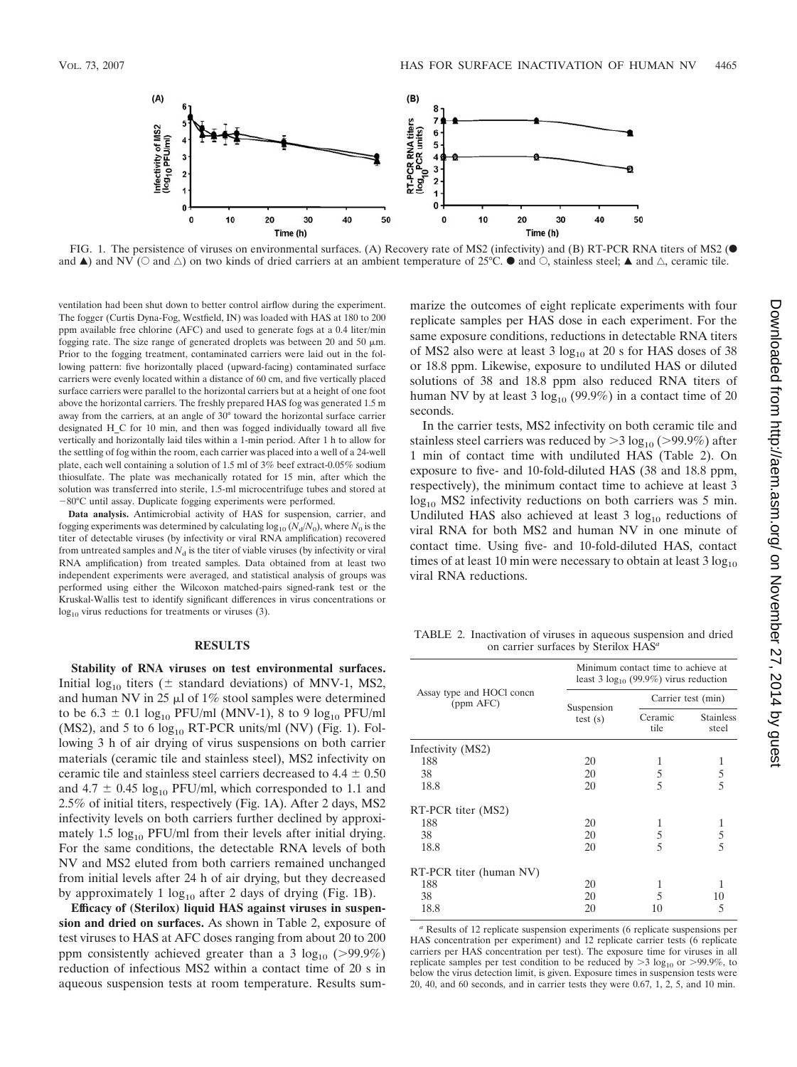FIG. 1. The persistence of viruses on environmental surfaces. (A) Recovery rate of MS2 (infectivity) and (B) RT-PCR RNA titers of MS2 (● and ▲) and NV (○ and △) on two kinds of dried carriers at an ambient temperature of 25°C. ● and ○, stainless steel; ▲ and △, ceramic tile.

ventilation had been shut down to better control airflow during the experiment. The fogger (Curtis Dyna-Fog, Westfield, IN) was loaded with HAS at 180 to 200 ppm available free chlorine (AFC) and used to generate fogs at a 0.4 liter/min fogging rate. The size range of generated droplets was between 20 and 50 μm. Prior to the fogging treatment, contaminated carriers were laid out in the following pattern: five horizontally placed (upward-facing) contaminated surface carriers were evenly located within a distance of 60 cm, and five vertically placed surface carriers were parallel to the horizontal carriers but at a height of one foot above the horizontal carriers. The freshly prepared HAS fog was generated 1.5 m away from the carriers, at an angle of 30° toward the horizontal surface carrier designated H_C for 10 min, and then was fogged individually toward all five vertically and horizontally laid tiles within a 1-min period. After 1 h to allow for the settling of fog within the room, each carrier was placed into a well of a 24-well plate, each well containing a solution of 1.5 ml of 3% beef extract-0.05% sodium thiosulfate. The plate was mechanically rotated for 15 min, after which the solution was transferred into sterile, 1.5-ml microcentrifuge tubes and stored at −80°C until assay. Duplicate fogging experiments were performed.

**Data analysis.** Antimicrobial activity of HAS for suspension, carrier, and fogging experiments was determined by calculating $\log_{10} (N_d/N_0)$, where $N_0$ is the titer of detectable viruses (by infectivity or viral RNA amplification) recovered from untreated samples and $N_d$ is the titer of viable viruses (by infectivity or viral RNA amplification) from treated samples. Data obtained from at least two independent experiments were averaged, and statistical analysis of groups was performed using either the Wilcoxon matched-pairs signed-rank test or the Kruskal-Wallis test to identify significant differences in virus concentrations or $\log_{10}$ virus reductions for treatments or viruses (3).

## RESULTS

**Stability of RNA viruses on test environmental surfaces.** Initial $\log_{10}$ titers (± standard deviations) of MNV-1, MS2, and human NV in 25 μl of 1% stool samples were determined to be 6.3 ± 0.1 $\log_{10}$ PFU/ml (MNV-1), 8 to 9 $\log_{10}$ PFU/ml (MS2), and 5 to 6 $\log_{10}$ RT-PCR units/ml (NV) (Fig. 1). Following 3 h of air drying of virus suspensions on both carrier materials (ceramic tile and stainless steel), MS2 infectivity on ceramic tile and stainless steel carriers decreased to 4.4 ± 0.50 and 4.7 ± 0.45 $\log_{10}$ PFU/ml, which corresponded to 1.1 and 2.5% of initial titers, respectively (Fig. 1A). After 2 days, MS2 infectivity levels on both carriers further declined by approximately 1.5 $\log_{10}$ PFU/ml from their levels after initial drying. For the same conditions, the detectable RNA levels of both NV and MS2 eluted from both carriers remained unchanged from initial levels after 24 h of air drying, but they decreased by approximately 1 $\log_{10}$ after 2 days of drying (Fig. 1B).

**Efficacy of (Sterilox) liquid HAS against viruses in suspension and dried on surfaces.** As shown in Table 2, exposure of test viruses to HAS at AFC doses ranging from about 20 to 200 ppm consistently achieved greater than a 3 $\log_{10}$ (>99.9%) reduction of infectious MS2 within a contact time of 20 s in aqueous suspension tests at room temperature. Results summarize the outcomes of eight replicate experiments with four replicate samples per HAS dose in each experiment. For the same exposure conditions, reductions in detectable RNA titers of MS2 also were at least 3 $\log_{10}$ at 20 s for HAS doses of 38 or 18.8 ppm. Likewise, exposure to undiluted HAS or diluted solutions of 38 and 18.8 ppm also reduced RNA titers of human NV by at least 3 $\log_{10}$ (99.9%) in a contact time of 20 seconds.

In the carrier tests, MS2 infectivity on both ceramic tile and stainless steel carriers was reduced by >3 $\log_{10}$ (>99.9%) after 1 min of contact time with undiluted HAS (Table 2). On exposure to five- and 10-fold-diluted HAS (38 and 18.8 ppm, respectively), the minimum contact time to achieve at least 3 $\log_{10}$ MS2 infectivity reductions on both carriers was 5 min. Undiluted HAS also achieved at least 3 $\log_{10}$ reductions of viral RNA for both MS2 and human NV in one minute of contact time. Using five- and 10-fold-diluted HAS, contact times of at least 10 min were necessary to obtain at least 3 $\log_{10}$ viral RNA reductions.

TABLE 2. Inactivation of viruses in aqueous suspension and dried on carrier surfaces by Sterilox HAS[a]

| Assay type and HOCl concn (ppm AFC) | Minimum contact time to achieve at least 3 $\log_{10}$ (99.9%) virus reduction | | |
|---|---|---|---|
| | Suspension test (s) | Carrier test (min) | |
| | | Ceramic tile | Stainless steel |
| **Infectivity (MS2)** | | | |
| 188 | 20 | 1 | 1 |
| 38 | 20 | 5 | 5 |
| 18.8 | 20 | 5 | 5 |
| **RT-PCR titer (MS2)** | | | |
| 188 | 20 | 1 | 1 |
| 38 | 20 | 5 | 5 |
| 18.8 | 20 | 5 | 5 |
| **RT-PCR titer (human NV)** | | | |
| 188 | 20 | 1 | 1 |
| 38 | 20 | 5 | 10 |
| 18.8 | 20 | 10 | 5 |

[a] Results of 12 replicate suspension experiments (6 replicate suspensions per HAS concentration per experiment) and 12 replicate carrier tests (6 replicate carriers per HAS concentration per test). The exposure time for viruses in all replicate samples per test condition to be reduced by >3 $\log_{10}$ or >99.9%, to below the virus detection limit, is given. Exposure times in suspension tests were 20, 40, and 60 seconds, and in carrier tests they were 0.67, 1, 2, 5, and 10 min.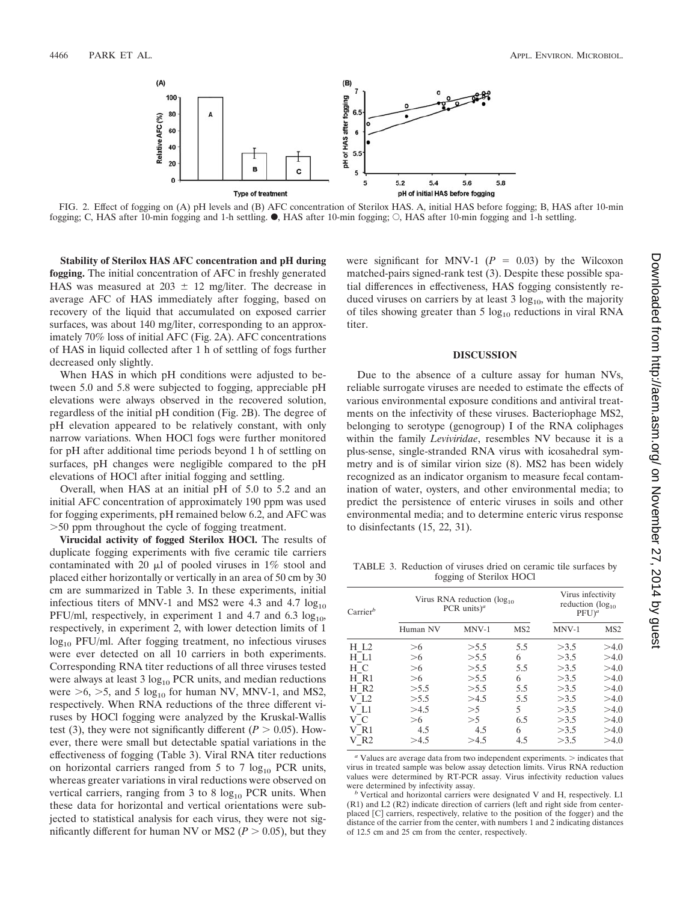FIG. 2. Effect of fogging on (A) pH levels and (B) AFC concentration of Sterilox HAS. A, initial HAS before fogging; B, HAS after 10-min fogging; C, HAS after 10-min fogging and 1-h settling. ●, HAS after 10-min fogging; ○, HAS after 10-min fogging and 1-h settling.

**Stability of Sterilox HAS AFC concentration and pH during fogging.** The initial concentration of AFC in freshly generated HAS was measured at $203 \pm 12$ mg/liter. The decrease in average AFC of HAS immediately after fogging, based on recovery of the liquid that accumulated on exposed carrier surfaces, was about 140 mg/liter, corresponding to an approximately 70% loss of initial AFC (Fig. 2A). AFC concentrations of HAS in liquid collected after 1 h of settling of fogs further decreased only slightly.

When HAS in which pH conditions were adjusted to between 5.0 and 5.8 were subjected to fogging, appreciable pH elevations were always observed in the recovered solution, regardless of the initial pH condition (Fig. 2B). The degree of pH elevation appeared to be relatively constant, with only narrow variations. When HOCl fogs were further monitored for pH after additional time periods beyond 1 h of settling on surfaces, pH changes were negligible compared to the pH elevations of HOCl after initial fogging and settling.

Overall, when HAS at an initial pH of 5.0 to 5.2 and an initial AFC concentration of approximately 190 ppm was used for fogging experiments, pH remained below 6.2, and AFC was >50 ppm throughout the cycle of fogging treatment.

**Virucidal activity of fogged Sterilox HOCl.** The results of duplicate fogging experiments with five ceramic tile carriers contaminated with 20 μl of pooled viruses in 1% stool and placed either horizontally or vertically in an area of 50 cm by 30 cm are summarized in Table 3. In these experiments, initial infectious titers of MNV-1 and MS2 were 4.3 and 4.7 $\log_{10}$ PFU/ml, respectively, in experiment 1 and 4.7 and 6.3 $\log_{10}$, respectively, in experiment 2, with lower detection limits of 1 $\log_{10}$ PFU/ml. After fogging treatment, no infectious viruses were ever detected on all 10 carriers in both experiments. Corresponding RNA titer reductions of all three viruses tested were always at least 3 $\log_{10}$ PCR units, and median reductions were >6, >5, and 5 $\log_{10}$ for human NV, MNV-1, and MS2, respectively. When RNA reductions of the three different viruses by HOCl fogging were analyzed by the Kruskal-Wallis test (3), they were not significantly different ($P > 0.05$). However, there were small but detectable spatial variations in the effectiveness of fogging (Table 3). Viral RNA titer reductions on horizontal carriers ranged from 5 to 7 $\log_{10}$ PCR units, whereas greater variations in viral reductions were observed on vertical carriers, ranging from 3 to 8 $\log_{10}$ PCR units. When these data for horizontal and vertical orientations were subjected to statistical analysis for each virus, they were not significantly different for human NV or MS2 ($P > 0.05$), but they were significant for MNV-1 ($P = 0.03$) by the Wilcoxon matched-pairs signed-rank test (3). Despite these possible spatial differences in effectiveness, HAS fogging consistently reduced viruses on carriers by at least 3 $\log_{10}$, with the majority of tiles showing greater than 5 $\log_{10}$ reductions in viral RNA titer.

## DISCUSSION

Due to the absence of a culture assay for human NVs, reliable surrogate viruses are needed to estimate the effects of various environmental exposure conditions and antiviral treatments on the infectivity of these viruses. Bacteriophage MS2, belonging to serotype (genogroup) I of the RNA coliphages within the family *Leviviridae*, resembles NV because it is a plus-sense, single-stranded RNA virus with icosahedral symmetry and is of similar virion size (8). MS2 has been widely recognized as an indicator organism to measure fecal contamination of water, oysters, and other environmental media; to predict the persistence of enteric viruses in soils and other environmental media; and to determine enteric virus response to disinfectants (15, 22, 31).

TABLE 3. Reduction of viruses dried on ceramic tile surfaces by fogging of Sterilox HOCl

| Carrier[b] | Virus RNA reduction ($\log_{10}$ PCR units)[a] | | | Virus infectivity reduction ($\log_{10}$ PFU)[a] | |
|---|---|---|---|---|---|
| | Human NV | MNV-1 | MS2 | MNV-1 | MS2 |
| H_L2 | >6 | >5.5 | 5.5 | >3.5 | >4.0 |
| H_L1 | >6 | >5.5 | 6 | >3.5 | >4.0 |
| H_C | >6 | >5.5 | 5.5 | >3.5 | >4.0 |
| H_R1 | >6 | >5.5 | 6 | >3.5 | >4.0 |
| H_R2 | >5.5 | >5.5 | 5.5 | >3.5 | >4.0 |
| V_L2 | >5.5 | >4.5 | 5.5 | >3.5 | >4.0 |
| V_L1 | >4.5 | >5 | 5 | >3.5 | >4.0 |
| V_C | >6 | >5 | 6.5 | >3.5 | >4.0 |
| V_R1 | 4.5 | 4.5 | 6 | >3.5 | >4.0 |
| V_R2 | >4.5 | >4.5 | 4.5 | >3.5 | >4.0 |

[a] Values are average data from two independent experiments. > indicates that virus in treated sample was below assay detection limits. Virus RNA reduction values were determined by RT-PCR assay. Virus infectivity reduction values were determined by infectivity assay.

[b] Vertical and horizontal carriers were designated V and H, respectively. L1 (R1) and L2 (R2) indicate direction of carriers (left and right side from center-placed [C] carriers, respectively, relative to the position of the fogger) and the distance of the carrier from the center, with numbers 1 and 2 indicating distances of 12.5 cm and 25 cm from the center, respectively.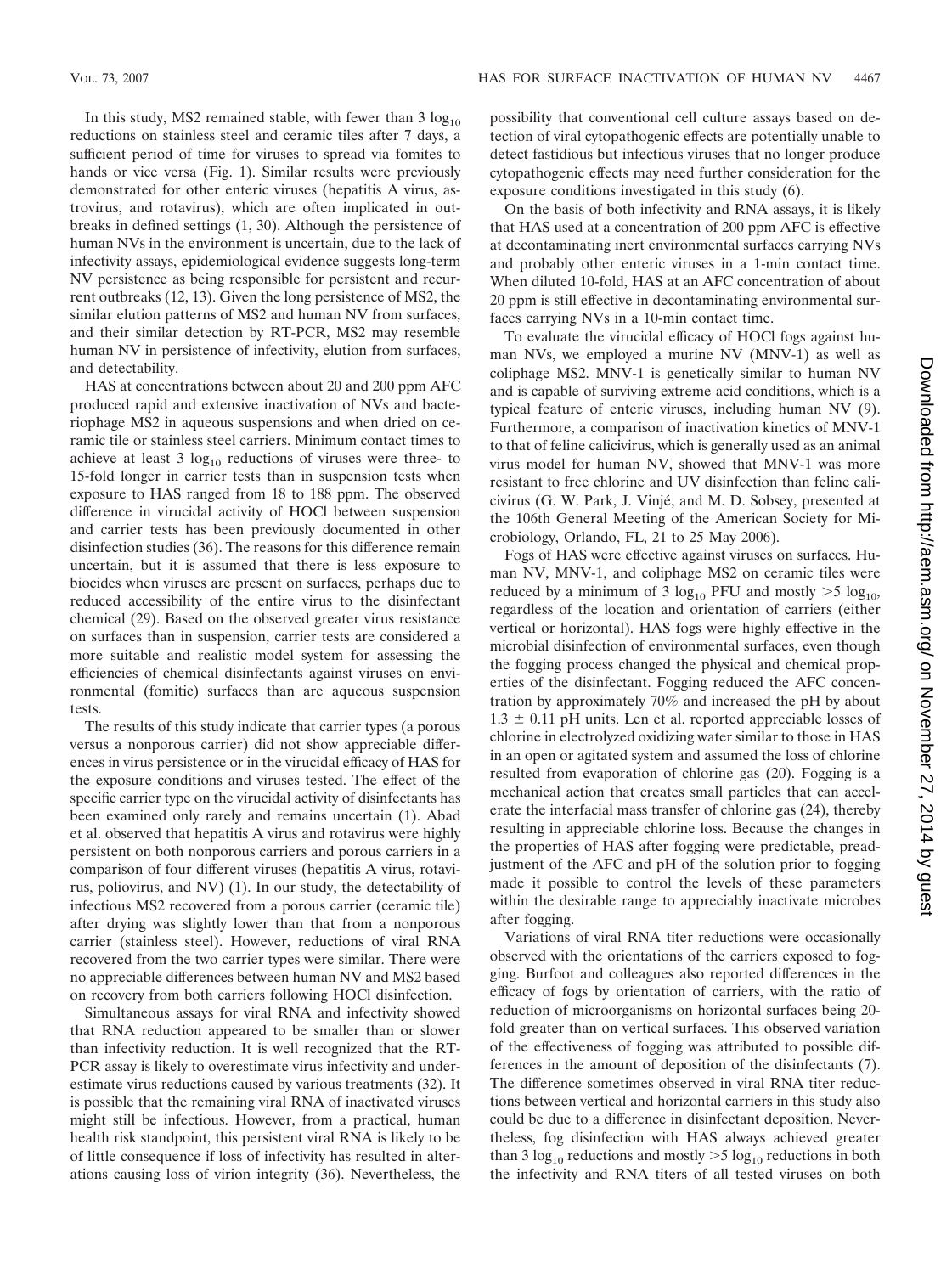In this study, MS2 remained stable, with fewer than 3 $\log_{10}$ reductions on stainless steel and ceramic tiles after 7 days, a sufficient period of time for viruses to spread via fomites to hands or vice versa (Fig. 1). Similar results were previously demonstrated for other enteric viruses (hepatitis A virus, astrovirus, and rotavirus), which are often implicated in outbreaks in defined settings (1, 30). Although the persistence of human NVs in the environment is uncertain, due to the lack of infectivity assays, epidemiological evidence suggests long-term NV persistence as being responsible for persistent and recurrent outbreaks (12, 13). Given the long persistence of MS2, the similar elution patterns of MS2 and human NV from surfaces, and their similar detection by RT-PCR, MS2 may resemble human NV in persistence of infectivity, elution from surfaces, and detectability.

HAS at concentrations between about 20 and 200 ppm AFC produced rapid and extensive inactivation of NVs and bacteriophage MS2 in aqueous suspensions and when dried on ceramic tile or stainless steel carriers. Minimum contact times to achieve at least 3 $\log_{10}$ reductions of viruses were three- to 15-fold longer in carrier tests than in suspension tests when exposure to HAS ranged from 18 to 188 ppm. The observed difference in virucidal activity of HOCl between suspension and carrier tests has been previously documented in other disinfection studies (36). The reasons for this difference remain uncertain, but it is assumed that there is less exposure to biocides when viruses are present on surfaces, perhaps due to reduced accessibility of the entire virus to the disinfectant chemical (29). Based on the observed greater virus resistance on surfaces than in suspension, carrier tests are considered a more suitable and realistic model system for assessing the efficiencies of chemical disinfectants against viruses on environmental (fomitic) surfaces than are aqueous suspension tests.

The results of this study indicate that carrier types (a porous versus a nonporous carrier) did not show appreciable differences in virus persistence or in the virucidal efficacy of HAS for the exposure conditions and viruses tested. The effect of the specific carrier type on the virucidal activity of disinfectants has been examined only rarely and remains uncertain (1). Abad et al. observed that hepatitis A virus and rotavirus were highly persistent on both nonporous carriers and porous carriers in a comparison of four different viruses (hepatitis A virus, rotavirus, poliovirus, and NV) (1). In our study, the detectability of infectious MS2 recovered from a porous carrier (ceramic tile) after drying was slightly lower than that from a nonporous carrier (stainless steel). However, reductions of viral RNA recovered from the two carrier types were similar. There were no appreciable differences between human NV and MS2 based on recovery from both carriers following HOCl disinfection.

Simultaneous assays for viral RNA and infectivity showed that RNA reduction appeared to be smaller than or slower than infectivity reduction. It is well recognized that the RT-PCR assay is likely to overestimate virus infectivity and underestimate virus reductions caused by various treatments (32). It is possible that the remaining viral RNA of inactivated viruses might still be infectious. However, from a practical, human health risk standpoint, this persistent viral RNA is likely to be of little consequence if loss of infectivity has resulted in alterations causing loss of virion integrity (36). Nevertheless, the possibility that conventional cell culture assays based on detection of viral cytopathogenic effects are potentially unable to detect fastidious but infectious viruses that no longer produce cytopathogenic effects may need further consideration for the exposure conditions investigated in this study (6).

On the basis of both infectivity and RNA assays, it is likely that HAS used at a concentration of 200 ppm AFC is effective at decontaminating inert environmental surfaces carrying NVs and probably other enteric viruses in a 1-min contact time. When diluted 10-fold, HAS at an AFC concentration of about 20 ppm is still effective in decontaminating environmental surfaces carrying NVs in a 10-min contact time.

To evaluate the virucidal efficacy of HOCl fogs against human NVs, we employed a murine NV (MNV-1) as well as coliphage MS2. MNV-1 is genetically similar to human NV and is capable of surviving extreme acid conditions, which is a typical feature of enteric viruses, including human NV (9). Furthermore, a comparison of inactivation kinetics of MNV-1 to that of feline calicivirus, which is generally used as an animal virus model for human NV, showed that MNV-1 was more resistant to free chlorine and UV disinfection than feline calicivirus (G. W. Park, J. Vinjé, and M. D. Sobsey, presented at the 106th General Meeting of the American Society for Microbiology, Orlando, FL, 21 to 25 May 2006).

Fogs of HAS were effective against viruses on surfaces. Human NV, MNV-1, and coliphage MS2 on ceramic tiles were reduced by a minimum of 3 $\log_{10}$ PFU and mostly $>5$ $\log_{10}$, regardless of the location and orientation of carriers (either vertical or horizontal). HAS fogs were highly effective in the microbial disinfection of environmental surfaces, even though the fogging process changed the physical and chemical properties of the disinfectant. Fogging reduced the AFC concentration by approximately 70% and increased the pH by about $1.3 \pm 0.11$ pH units. Len et al. reported appreciable losses of chlorine in electrolyzed oxidizing water similar to those in HAS in an open or agitated system and assumed the loss of chlorine resulted from evaporation of chlorine gas (20). Fogging is a mechanical action that creates small particles that can accelerate the interfacial mass transfer of chlorine gas (24), thereby resulting in appreciable chlorine loss. Because the changes in the properties of HAS after fogging were predictable, preadjustment of the AFC and pH of the solution prior to fogging made it possible to control the levels of these parameters within the desirable range to appreciably inactivate microbes after fogging.

Variations of viral RNA titer reductions were occasionally observed with the orientations of the carriers exposed to fogging. Burfoot and colleagues also reported differences in the efficacy of fogs by orientation of carriers, with the ratio of reduction of microorganisms on horizontal surfaces being 20-fold greater than on vertical surfaces. This observed variation of the effectiveness of fogging was attributed to possible differences in the amount of deposition of the disinfectants (7). The difference sometimes observed in viral RNA titer reductions between vertical and horizontal carriers in this study also could be due to a difference in disinfectant deposition. Nevertheless, fog disinfection with HAS always achieved greater than 3 $\log_{10}$ reductions and mostly $>5$ $\log_{10}$ reductions in both the infectivity and RNA titers of all tested viruses on both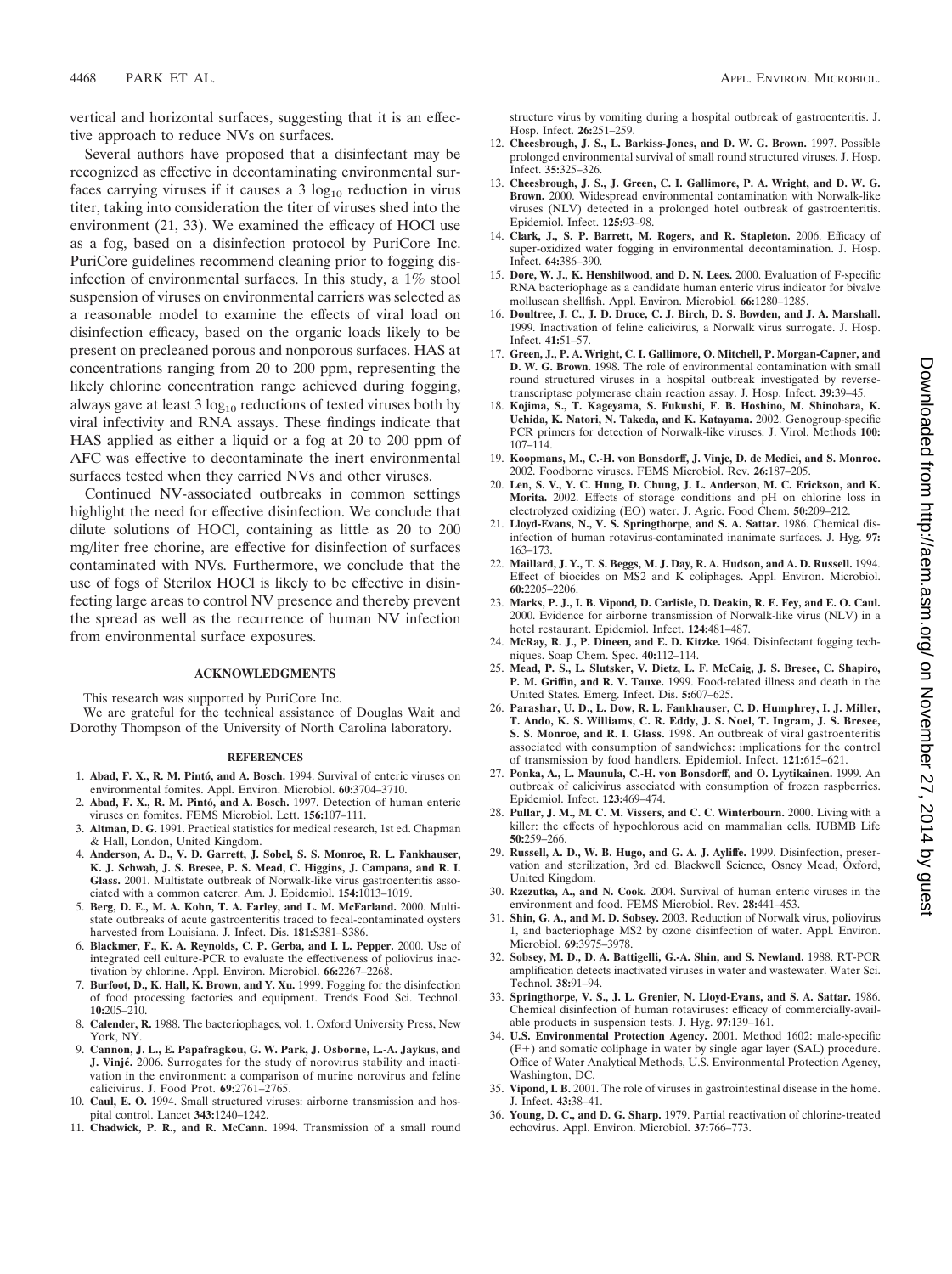vertical and horizontal surfaces, suggesting that it is an effective approach to reduce NVs on surfaces.

Several authors have proposed that a disinfectant may be recognized as effective in decontaminating environmental surfaces carrying viruses if it causes a 3 $\log_{10}$ reduction in virus titer, taking into consideration the titer of viruses shed into the environment (21, 33). We examined the efficacy of HOCl use as a fog, based on a disinfection protocol by PuriCore Inc. PuriCore guidelines recommend cleaning prior to fogging disinfection of environmental surfaces. In this study, a 1% stool suspension of viruses on environmental carriers was selected as a reasonable model to examine the effects of viral load on disinfection efficacy, based on the organic loads likely to be present on precleaned porous and nonporous surfaces. HAS at concentrations ranging from 20 to 200 ppm, representing the likely chlorine concentration range achieved during fogging, always gave at least 3 $\log_{10}$ reductions of tested viruses both by viral infectivity and RNA assays. These findings indicate that HAS applied as either a liquid or a fog at 20 to 200 ppm of AFC was effective to decontaminate the inert environmental surfaces tested when they carried NVs and other viruses.

Continued NV-associated outbreaks in common settings highlight the need for effective disinfection. We conclude that dilute solutions of HOCl, containing as little as 20 to 200 mg/liter free chorine, are effective for disinfection of surfaces contaminated with NVs. Furthermore, we conclude that the use of fogs of Sterilox HOCl is likely to be effective in disinfecting large areas to control NV presence and thereby prevent the spread as well as the recurrence of human NV infection from environmental surface exposures.

## ACKNOWLEDGMENTS

This research was supported by PuriCore Inc.

We are grateful for the technical assistance of Douglas Wait and Dorothy Thompson of the University of North Carolina laboratory.

## REFERENCES

1. **Abad, F. X., R. M. Pintó, and A. Bosch.** 1994. Survival of enteric viruses on environmental fomites. Appl. Environ. Microbiol. **60:**3704–3710.
2. **Abad, F. X., R. M. Pintó, and A. Bosch.** 1997. Detection of human enteric viruses on fomites. FEMS Microbiol. Lett. **156:**107–111.
3. **Altman, D. G.** 1991. Practical statistics for medical research, 1st ed. Chapman & Hall, London, United Kingdom.
4. **Anderson, A. D., V. D. Garrett, J. Sobel, S. S. Monroe, R. L. Fankhauser, K. J. Schwab, J. S. Bresee, P. S. Mead, C. Higgins, J. Campana, and R. I. Glass.** 2001. Multistate outbreak of Norwalk-like virus gastroenteritis associated with a common caterer. Am. J. Epidemiol. **154:**1013–1019.
5. **Berg, D. E., M. A. Kohn, T. A. Farley, and L. M. McFarland.** 2000. Multistate outbreaks of acute gastroenteritis traced to fecal-contaminated oysters harvested from Louisiana. J. Infect. Dis. **181:**S381–S386.
6. **Blackmer, F., K. A. Reynolds, C. P. Gerba, and I. L. Pepper.** 2000. Use of integrated cell culture-PCR to evaluate the effectiveness of poliovirus inactivation by chlorine. Appl. Environ. Microbiol. **66:**2267–2268.
7. **Burfoot, D., K. Hall, K. Brown, and Y. Xu.** 1999. Fogging for the disinfection of food processing factories and equipment. Trends Food Sci. Technol. **10:**205–210.
8. **Calender, R.** 1988. The bacteriophages, vol. 1. Oxford University Press, New York, NY.
9. **Cannon, J. L., E. Papafragkou, G. W. Park, J. Osborne, L.-A. Jaykus, and J. Vinjé.** 2006. Surrogates for the study of norovirus stability and inactivation in the environment: a comparison of murine norovirus and feline calicivirus. J. Food Prot. **69:**2761–2765.
10. **Caul, E. O.** 1994. Small structured viruses: airborne transmission and hospital control. Lancet **343:**1240–1242.
11. **Chadwick, P. R., and R. McCann.** 1994. Transmission of a small round structure virus by vomiting during a hospital outbreak of gastroenteritis. J. Hosp. Infect. **26:**251–259.
12. **Cheesbrough, J. S., L. Barkiss-Jones, and D. W. G. Brown.** 1997. Possible prolonged environmental survival of small round structured viruses. J. Hosp. Infect. **35:**325–326.
13. **Cheesbrough, J. S., J. Green, C. I. Gallimore, P. A. Wright, and D. W. G. Brown.** 2000. Widespread environmental contamination with Norwalk-like viruses (NLV) detected in a prolonged hotel outbreak of gastroenteritis. Epidemiol. Infect. **125:**93–98.
14. **Clark, J., S. P. Barrett, M. Rogers, and R. Stapleton.** 2006. Efficacy of super-oxidized water fogging in environmental decontamination. J. Hosp. Infect. **64:**386–390.
15. **Dore, W. J., K. Henshilwood, and D. N. Lees.** 2000. Evaluation of F-specific RNA bacteriophage as a candidate human enteric virus indicator for bivalve molluscan shellfish. Appl. Environ. Microbiol. **66:**1280–1285.
16. **Doultree, J. C., J. D. Druce, C. J. Birch, D. S. Bowden, and J. A. Marshall.** 1999. Inactivation of feline calicivirus, a Norwalk virus surrogate. J. Hosp. Infect. **41:**51–57.
17. **Green, J., P. A. Wright, C. I. Gallimore, O. Mitchell, P. Morgan-Capner, and D. W. G. Brown.** 1998. The role of environmental contamination with small round structured viruses in a hospital outbreak investigated by reverse-transcriptase polymerase chain reaction assay. J. Hosp. Infect. **39:**39–45.
18. **Kojima, S., T. Kageyama, S. Fukushi, F. B. Hoshino, M. Shinohara, K. Uchida, K. Natori, N. Takeda, and K. Katayama.** 2002. Genogroup-specific PCR primers for detection of Norwalk-like viruses. J. Virol. Methods **100:**107–114.
19. **Koopmans, M., C.-H. von Bonsdorff, J. Vinje, D. de Medici, and S. Monroe.** 2002. Foodborne viruses. FEMS Microbiol. Rev. **26:**187–205.
20. **Len, S. V., Y. C. Hung, D. Chung, J. L. Anderson, M. C. Erickson, and K. Morita.** 2002. Effects of storage conditions and pH on chlorine loss in electrolyzed oxidizing (EO) water. J. Agric. Food Chem. **50:**209–212.
21. **Lloyd-Evans, N., V. S. Springthorpe, and S. A. Sattar.** 1986. Chemical disinfection of human rotavirus-contaminated inanimate surfaces. J. Hyg. **97:**163–173.
22. **Maillard, J. Y., T. S. Beggs, M. J. Day, R. A. Hudson, and A. D. Russell.** 1994. Effect of biocides on MS2 and K coliphages. Appl. Environ. Microbiol. **60:**2205–2206.
23. **Marks, P. J., I. B. Vipond, D. Carlisle, D. Deakin, R. E. Fey, and E. O. Caul.** 2000. Evidence for airborne transmission of Norwalk-like virus (NLV) in a hotel restaurant. Epidemiol. Infect. **124:**481–487.
24. **McRay, R. J., P. Dineen, and E. D. Kitzke.** 1964. Disinfectant fogging techniques. Soap Chem. Spec. **40:**112–114.
25. **Mead, P. S., L. Slutsker, V. Dietz, L. F. McCaig, J. S. Bresee, C. Shapiro, P. M. Griffin, and R. V. Tauxe.** 1999. Food-related illness and death in the United States. Emerg. Infect. Dis. **5:**607–625.
26. **Parashar, U. D., L. Dow, R. L. Fankhauser, C. D. Humphrey, I. J. Miller, T. Ando, K. S. Williams, C. R. Eddy, J. S. Noel, T. Ingram, J. S. Bresee, S. S. Monroe, and R. I. Glass.** 1998. An outbreak of viral gastroenteritis associated with consumption of sandwiches: implications for the control of transmission by food handlers. Epidemiol. Infect. **121:**615–621.
27. **Ponka, A., L. Maunula, C.-H. von Bonsdorff, and O. Lyytikainen.** 1999. An outbreak of calicivirus associated with consumption of frozen raspberries. Epidemiol. Infect. **123:**469–474.
28. **Pullar, J. M., M. C. M. Vissers, and C. C. Winterbourn.** 2000. Living with a killer: the effects of hypochlorous acid on mammalian cells. IUBMB Life **50:**259–266.
29. **Russell, A. D., W. B. Hugo, and G. A. J. Ayliffe.** 1999. Disinfection, preservation and sterilization, 3rd ed. Blackwell Science, Osney Mead, Oxford, United Kingdom.
30. **Rzezutka, A., and N. Cook.** 2004. Survival of human enteric viruses in the environment and food. FEMS Microbiol. Rev. **28:**441–453.
31. **Shin, G. A., and M. D. Sobsey.** 2003. Reduction of Norwalk virus, poliovirus 1, and bacteriophage MS2 by ozone disinfection of water. Appl. Environ. Microbiol. **69:**3975–3978.
32. **Sobsey, M. D., D. A. Battigelli, G.-A. Shin, and S. Newland.** 1988. RT-PCR amplification detects inactivated viruses in water and wastewater. Water Sci. Technol. **38:**91–94.
33. **Springthorpe, V. S., J. L. Grenier, N. Lloyd-Evans, and S. A. Sattar.** 1986. Chemical disinfection of human rotaviruses: efficacy of commercially-available products in suspension tests. J. Hyg. **97:**139–161.
34. **U.S. Environmental Protection Agency.** 2001. Method 1602: male-specific (F+) and somatic coliphage in water by single agar layer (SAL) procedure. Office of Water Analytical Methods, U.S. Environmental Protection Agency, Washington, DC.
35. **Vipond, I. B.** 2001. The role of viruses in gastrointestinal disease in the home. J. Infect. **43:**38–41.
36. **Young, D. C., and D. G. Sharp.** 1979. Partial reactivation of chlorine-treated echovirus. Appl. Environ. Microbiol. **37:**766–773.